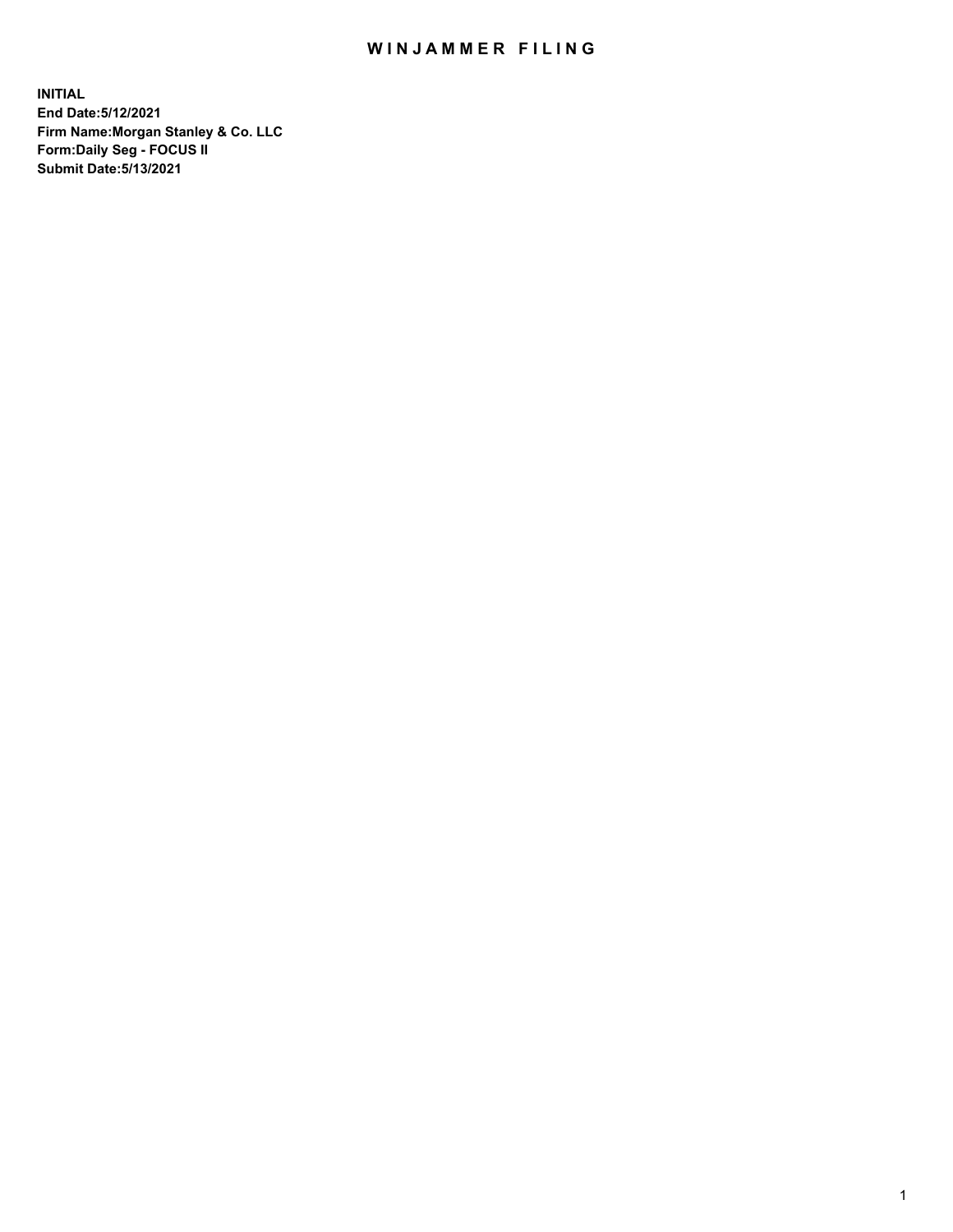# WINJAMMER FILING

**INITIAL**
**End Date:5/12/2021**
**Firm Name:Morgan Stanley & Co. LLC**
**Form:Daily Seg - FOCUS II**
**Submit Date:5/13/2021**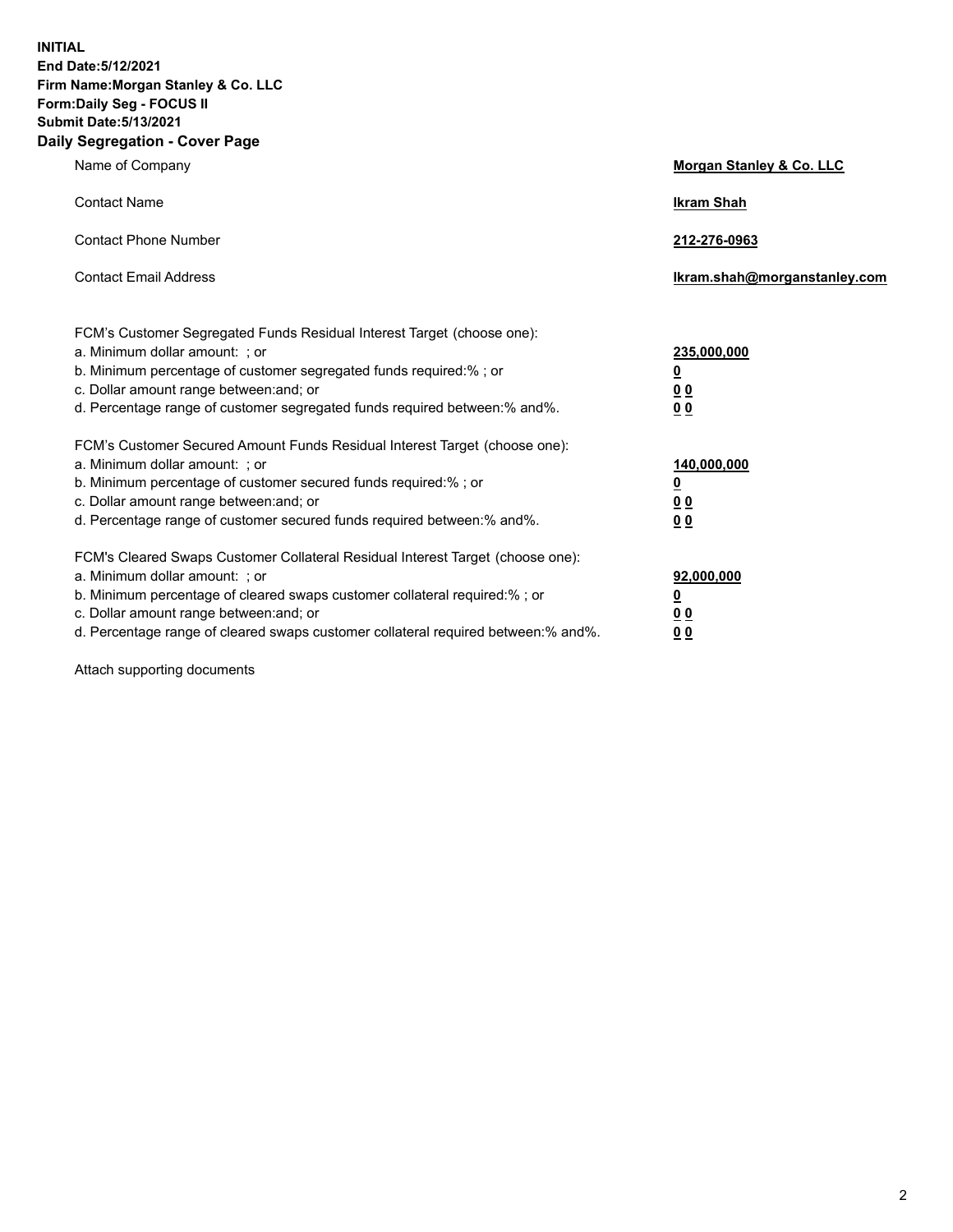**INITIAL**
**End Date:5/12/2021**
**Firm Name:Morgan Stanley & Co. LLC**
**Form:Daily Seg - FOCUS II**
**Submit Date:5/13/2021**
**Daily Segregation - Cover Page**

| | |
|---|---|
| Name of Company | **Morgan Stanley & Co. LLC** |
| Contact Name | **Ikram Shah** |
| Contact Phone Number | **212-276-0963** |
| Contact Email Address | **Ikram.shah@morganstanley.com** |

| | |
|---|---|
| FCM's Customer Segregated Funds Residual Interest Target (choose one): | |
| a. Minimum dollar amount: ; or | **235,000,000** |
| b. Minimum percentage of customer segregated funds required:% ; or | **0** |
| c. Dollar amount range between:and; or | **0 0** |
| d. Percentage range of customer segregated funds required between:% and%. | **0 0** |
| FCM's Customer Secured Amount Funds Residual Interest Target (choose one): | |
| a. Minimum dollar amount: ; or | **140,000,000** |
| b. Minimum percentage of customer secured funds required:% ; or | **0** |
| c. Dollar amount range between:and; or | **0 0** |
| d. Percentage range of customer secured funds required between:% and%. | **0 0** |
| FCM's Cleared Swaps Customer Collateral Residual Interest Target (choose one): | |
| a. Minimum dollar amount: ; or | **92,000,000** |
| b. Minimum percentage of cleared swaps customer collateral required:% ; or | **0** |
| c. Dollar amount range between:and; or | **0 0** |
| d. Percentage range of cleared swaps customer collateral required between:% and%. | **0 0** |

Attach supporting documents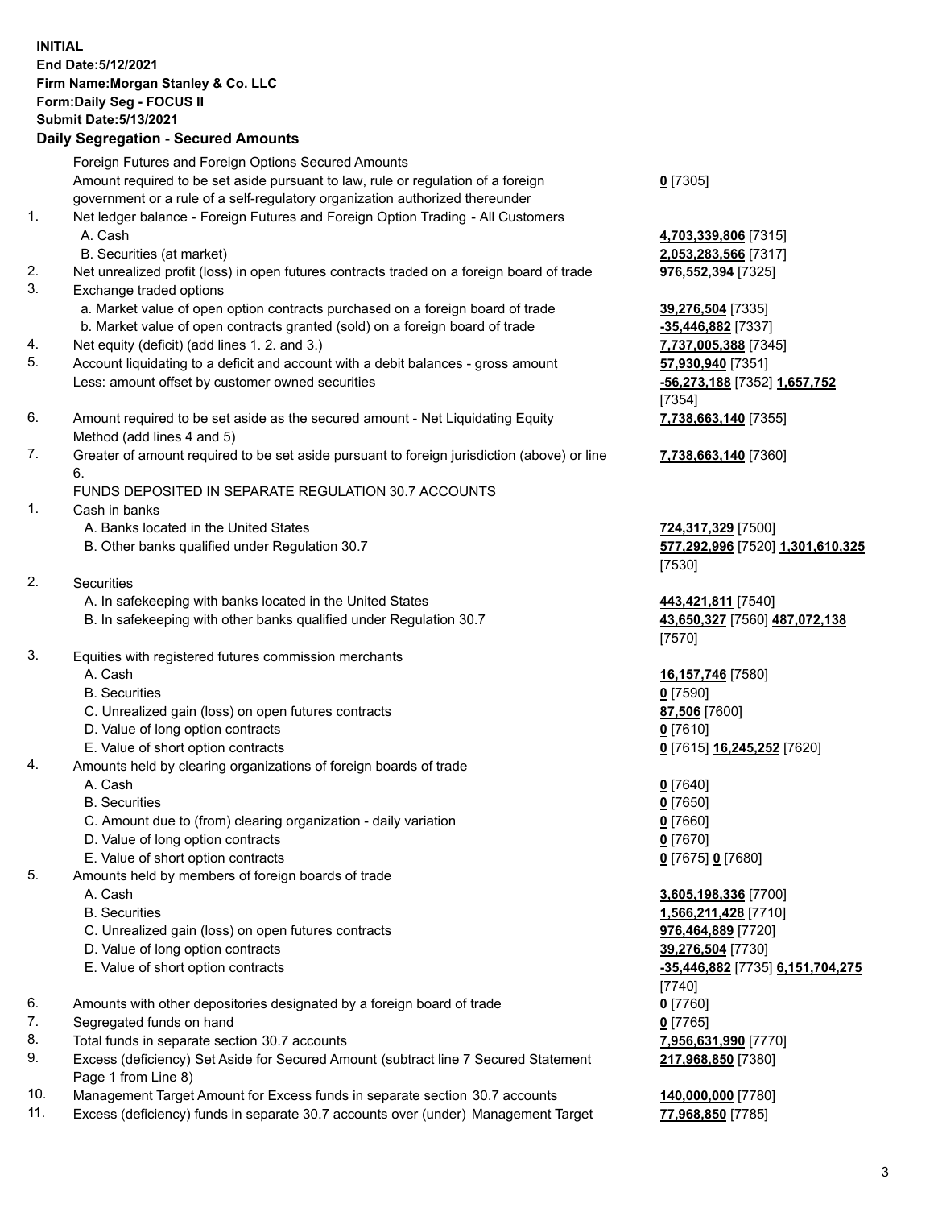**INITIAL**
**End Date:5/12/2021**
**Firm Name:Morgan Stanley & Co. LLC**
**Form:Daily Seg - FOCUS II**
**Submit Date:5/13/2021**

## Daily Segregation - Secured Amounts

| | | |
|---|---|---|
| | Foreign Futures and Foreign Options Secured Amounts | |
| | Amount required to be set aside pursuant to law, rule or regulation of a foreign government or a rule of a self-regulatory organization authorized thereunder | **0** [7305] |
| 1. | Net ledger balance - Foreign Futures and Foreign Option Trading - All Customers | |
| | A. Cash | **4,703,339,806** [7315] |
| | B. Securities (at market) | **2,053,283,566** [7317] |
| 2. | Net unrealized profit (loss) in open futures contracts traded on a foreign board of trade | **976,552,394** [7325] |
| 3. | Exchange traded options | |
| | a. Market value of open option contracts purchased on a foreign board of trade | **39,276,504** [7335] |
| | b. Market value of open contracts granted (sold) on a foreign board of trade | **-35,446,882** [7337] |
| 4. | Net equity (deficit) (add lines 1. 2. and 3.) | **7,737,005,388** [7345] |
| 5. | Account liquidating to a deficit and account with a debit balances - gross amount | **57,930,940** [7351] |
| | Less: amount offset by customer owned securities | **-56,273,188** [7352] **1,657,752** [7354] |
| 6. | Amount required to be set aside as the secured amount - Net Liquidating Equity Method (add lines 4 and 5) | **7,738,663,140** [7355] |
| 7. | Greater of amount required to be set aside pursuant to foreign jurisdiction (above) or line 6. | **7,738,663,140** [7360] |
| | FUNDS DEPOSITED IN SEPARATE REGULATION 30.7 ACCOUNTS | |
| 1. | Cash in banks | |
| | A. Banks located in the United States | **724,317,329** [7500] |
| | B. Other banks qualified under Regulation 30.7 | **577,292,996** [7520] **1,301,610,325** [7530] |
| 2. | Securities | |
| | A. In safekeeping with banks located in the United States | **443,421,811** [7540] |
| | B. In safekeeping with other banks qualified under Regulation 30.7 | **43,650,327** [7560] **487,072,138** [7570] |
| 3. | Equities with registered futures commission merchants | |
| | A. Cash | **16,157,746** [7580] |
| | B. Securities | **0** [7590] |
| | C. Unrealized gain (loss) on open futures contracts | **87,506** [7600] |
| | D. Value of long option contracts | **0** [7610] |
| | E. Value of short option contracts | **0** [7615] **16,245,252** [7620] |
| 4. | Amounts held by clearing organizations of foreign boards of trade | |
| | A. Cash | **0** [7640] |
| | B. Securities | **0** [7650] |
| | C. Amount due to (from) clearing organization - daily variation | **0** [7660] |
| | D. Value of long option contracts | **0** [7670] |
| | E. Value of short option contracts | **0** [7675] **0** [7680] |
| 5. | Amounts held by members of foreign boards of trade | |
| | A. Cash | **3,605,198,336** [7700] |
| | B. Securities | **1,566,211,428** [7710] |
| | C. Unrealized gain (loss) on open futures contracts | **976,464,889** [7720] |
| | D. Value of long option contracts | **39,276,504** [7730] |
| | E. Value of short option contracts | **-35,446,882** [7735] **6,151,704,275** [7740] |
| 6. | Amounts with other depositories designated by a foreign board of trade | **0** [7760] |
| 7. | Segregated funds on hand | **0** [7765] |
| 8. | Total funds in separate section 30.7 accounts | **7,956,631,990** [7770] |
| 9. | Excess (deficiency) Set Aside for Secured Amount (subtract line 7 Secured Statement Page 1 from Line 8) | **217,968,850** [7380] |
| 10. | Management Target Amount for Excess funds in separate section 30.7 accounts | **140,000,000** [7780] |
| 11. | Excess (deficiency) funds in separate 30.7 accounts over (under) Management Target | **77,968,850** [7785] |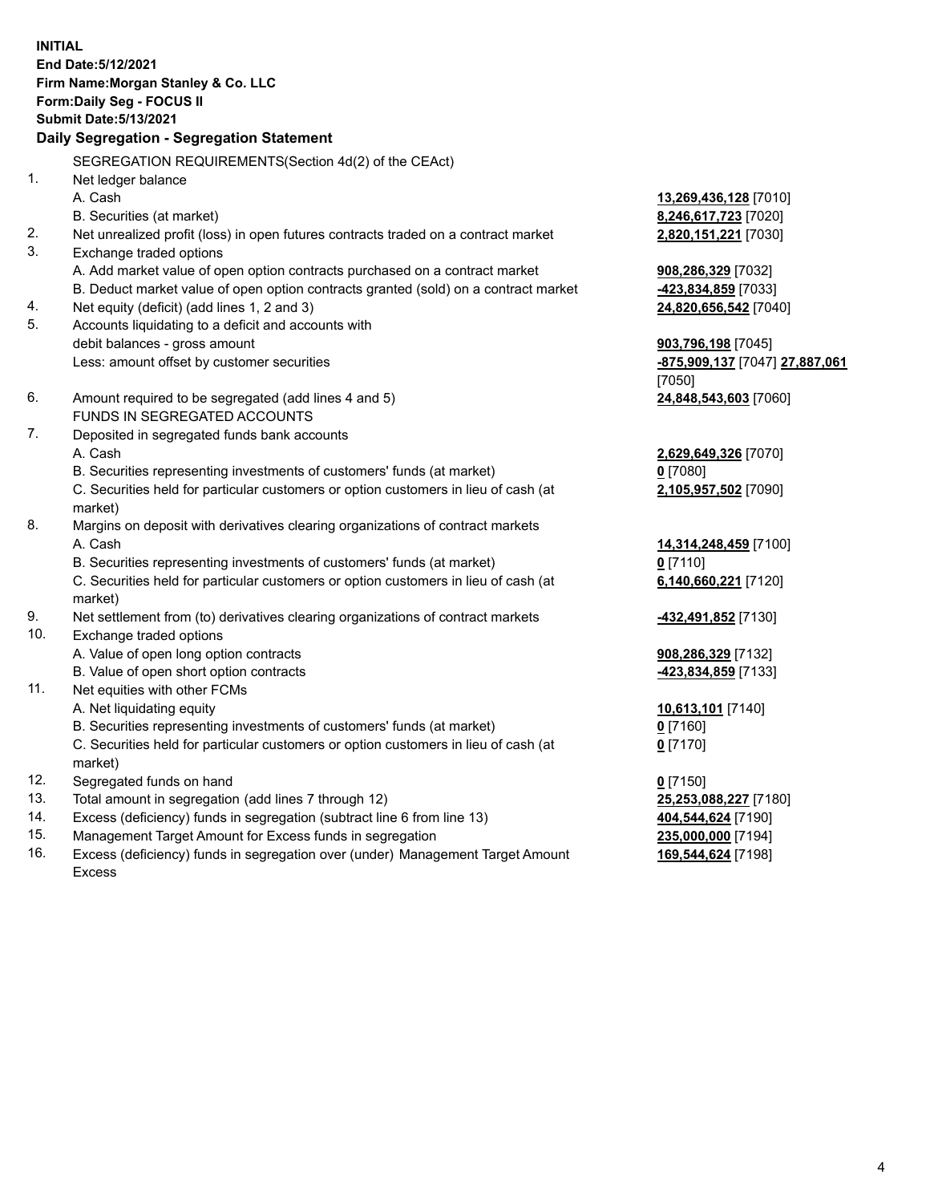**INITIAL**
**End Date:5/12/2021**
**Firm Name:Morgan Stanley & Co. LLC**
**Form:Daily Seg - FOCUS II**
**Submit Date:5/13/2021**

## Daily Segregation - Segregation Statement

SEGREGATION REQUIREMENTS(Section 4d(2) of the CEAct)

| | | |
|---|---|---|
| 1. | Net ledger balance | |
| | A. Cash | **13,269,436,128** [7010] |
| | B. Securities (at market) | **8,246,617,723** [7020] |
| 2. | Net unrealized profit (loss) in open futures contracts traded on a contract market | **2,820,151,221** [7030] |
| 3. | Exchange traded options | |
| | A. Add market value of open option contracts purchased on a contract market | **908,286,329** [7032] |
| | B. Deduct market value of open option contracts granted (sold) on a contract market | **-423,834,859** [7033] |
| 4. | Net equity (deficit) (add lines 1, 2 and 3) | **24,820,656,542** [7040] |
| 5. | Accounts liquidating to a deficit and accounts with debit balances - gross amount | **903,796,198** [7045] |
| | Less: amount offset by customer securities | **-875,909,137** [7047] **27,887,061** [7050] |
| 6. | Amount required to be segregated (add lines 4 and 5) | **24,848,543,603** [7060] |
| | FUNDS IN SEGREGATED ACCOUNTS | |
| 7. | Deposited in segregated funds bank accounts | |
| | A. Cash | **2,629,649,326** [7070] |
| | B. Securities representing investments of customers' funds (at market) | **0** [7080] |
| | C. Securities held for particular customers or option customers in lieu of cash (at market) | **2,105,957,502** [7090] |
| 8. | Margins on deposit with derivatives clearing organizations of contract markets | |
| | A. Cash | **14,314,248,459** [7100] |
| | B. Securities representing investments of customers' funds (at market) | **0** [7110] |
| | C. Securities held for particular customers or option customers in lieu of cash (at market) | **6,140,660,221** [7120] |
| 9. | Net settlement from (to) derivatives clearing organizations of contract markets | **-432,491,852** [7130] |
| 10. | Exchange traded options | |
| | A. Value of open long option contracts | **908,286,329** [7132] |
| | B. Value of open short option contracts | **-423,834,859** [7133] |
| 11. | Net equities with other FCMs | |
| | A. Net liquidating equity | **10,613,101** [7140] |
| | B. Securities representing investments of customers' funds (at market) | **0** [7160] |
| | C. Securities held for particular customers or option customers in lieu of cash (at market) | **0** [7170] |
| 12. | Segregated funds on hand | **0** [7150] |
| 13. | Total amount in segregation (add lines 7 through 12) | **25,253,088,227** [7180] |
| 14. | Excess (deficiency) funds in segregation (subtract line 6 from line 13) | **404,544,624** [7190] |
| 15. | Management Target Amount for Excess funds in segregation | **235,000,000** [7194] |
| 16. | Excess (deficiency) funds in segregation over (under) Management Target Amount Excess | **169,544,624** [7198] |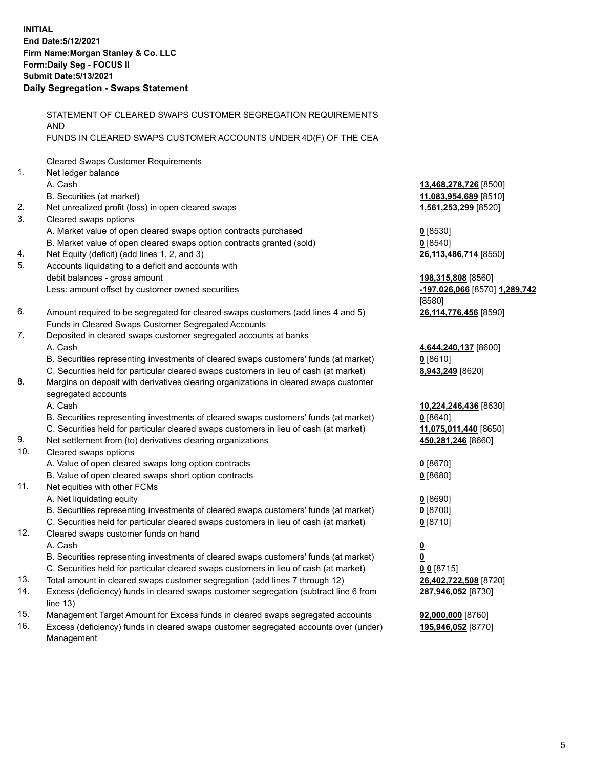**INITIAL**
**End Date:5/12/2021**
**Firm Name:Morgan Stanley & Co. LLC**
**Form:Daily Seg - FOCUS II**
**Submit Date:5/13/2021**
**Daily Segregation - Swaps Statement**

STATEMENT OF CLEARED SWAPS CUSTOMER SEGREGATION REQUIREMENTS AND
FUNDS IN CLEARED SWAPS CUSTOMER ACCOUNTS UNDER 4D(F) OF THE CEA

| | | |
|---|---|---|
| | Cleared Swaps Customer Requirements | |
| 1. | Net ledger balance | |
| | A. Cash | **13,468,278,726** [8500] |
| | B. Securities (at market) | **11,083,954,689** [8510] |
| 2. | Net unrealized profit (loss) in open cleared swaps | **1,561,253,299** [8520] |
| 3. | Cleared swaps options | |
| | A. Market value of open cleared swaps option contracts purchased | **0** [8530] |
| | B. Market value of open cleared swaps option contracts granted (sold) | **0** [8540] |
| 4. | Net Equity (deficit) (add lines 1, 2, and 3) | **26,113,486,714** [8550] |
| 5. | Accounts liquidating to a deficit and accounts with debit balances - gross amount | **198,315,808** [8560] |
| | Less: amount offset by customer owned securities | **-197,026,066** [8570] **1,289,742** [8580] |
| 6. | Amount required to be segregated for cleared swaps customers (add lines 4 and 5) | **26,114,776,456** [8590] |
| | Funds in Cleared Swaps Customer Segregated Accounts | |
| 7. | Deposited in cleared swaps customer segregated accounts at banks | |
| | A. Cash | **4,644,240,137** [8600] |
| | B. Securities representing investments of cleared swaps customers' funds (at market) | **0** [8610] |
| | C. Securities held for particular cleared swaps customers in lieu of cash (at market) | **8,943,249** [8620] |
| 8. | Margins on deposit with derivatives clearing organizations in cleared swaps customer segregated accounts | |
| | A. Cash | **10,224,246,436** [8630] |
| | B. Securities representing investments of cleared swaps customers' funds (at market) | **0** [8640] |
| | C. Securities held for particular cleared swaps customers in lieu of cash (at market) | **11,075,011,440** [8650] |
| 9. | Net settlement from (to) derivatives clearing organizations | **450,281,246** [8660] |
| 10. | Cleared swaps options | |
| | A. Value of open cleared swaps long option contracts | **0** [8670] |
| | B. Value of open cleared swaps short option contracts | **0** [8680] |
| 11. | Net equities with other FCMs | |
| | A. Net liquidating equity | **0** [8690] |
| | B. Securities representing investments of cleared swaps customers' funds (at market) | **0** [8700] |
| | C. Securities held for particular cleared swaps customers in lieu of cash (at market) | **0** [8710] |
| 12. | Cleared swaps customer funds on hand | |
| | A. Cash | **0** |
| | B. Securities representing investments of cleared swaps customers' funds (at market) | **0** |
| | C. Securities held for particular cleared swaps customers in lieu of cash (at market) | **0** **0** [8715] |
| 13. | Total amount in cleared swaps customer segregation (add lines 7 through 12) | **26,402,722,508** [8720] |
| 14. | Excess (deficiency) funds in cleared swaps customer segregation (subtract line 6 from line 13) | **287,946,052** [8730] |
| 15. | Management Target Amount for Excess funds in cleared swaps segregated accounts | **92,000,000** [8760] |
| 16. | Excess (deficiency) funds in cleared swaps customer segregated accounts over (under) Management | **195,946,052** [8770] |